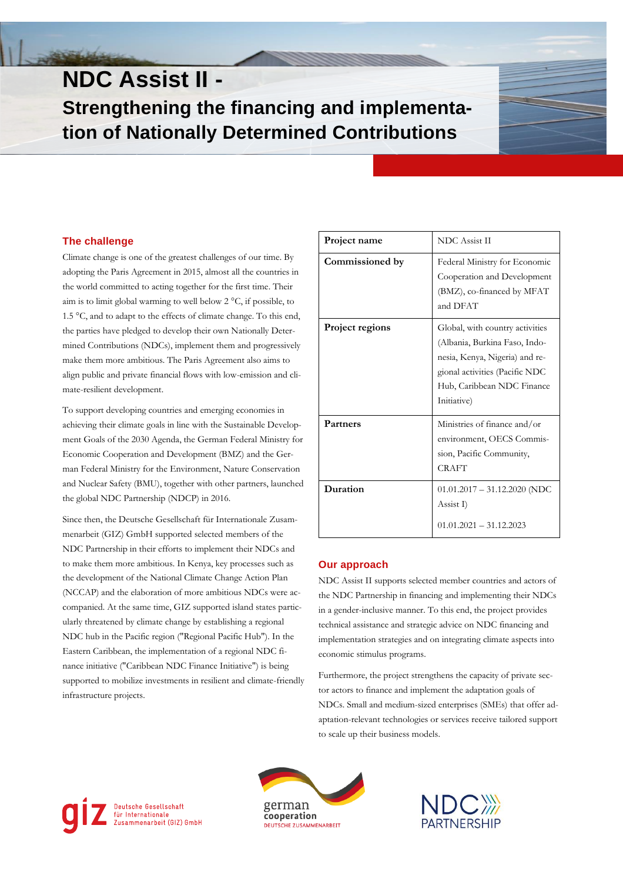# NDC Assist II - Strengthening the financing and implementation of Nationally Determined Contributions

| Project name | NDC Assist II |
|---|---|
| Commissioned by | Federal Ministry for Economic Cooperation and Development (BMZ), co-financed by MFAT and DFAT |
| Project regions | Global, with country activities (Albania, Burkina Faso, Indonesia, Kenya, Nigeria) and regional activities (Pacific NDC Hub, Caribbean NDC Finance Initiative) |
| Partners | Ministries of finance and/or environment, OECS Commission, Pacific Community, CRAFT |
| Duration | 01.01.2017 – 31.12.2020 (NDC Assist I)<br><br>01.01.2021 – 31.12.2023 |

## The challenge

Climate change is one of the greatest challenges of our time. By adopting the Paris Agreement in 2015, almost all the countries in the world committed to acting together for the first time. Their aim is to limit global warming to well below 2 °C, if possible, to 1.5 °C, and to adapt to the effects of climate change. To this end, the parties have pledged to develop their own Nationally Determined Contributions (NDCs), implement them and progressively make them more ambitious. The Paris Agreement also aims to align public and private financial flows with low-emission and climate-resilient development.

To support developing countries and emerging economies in achieving their climate goals in line with the Sustainable Development Goals of the 2030 Agenda, the German Federal Ministry for Economic Cooperation and Development (BMZ) and the German Federal Ministry for the Environment, Nature Conservation and Nuclear Safety (BMU), together with other partners, launched the global NDC Partnership (NDCP) in 2016.

Since then, the Deutsche Gesellschaft für Internationale Zusammenarbeit (GIZ) GmbH supported selected members of the NDC Partnership in their efforts to implement their NDCs and to make them more ambitious. In Kenya, key processes such as the development of the National Climate Change Action Plan (NCCAP) and the elaboration of more ambitious NDCs were accompanied. At the same time, GIZ supported island states particularly threatened by climate change by establishing a regional NDC hub in the Pacific region ("Regional Pacific Hub"). In the Eastern Caribbean, the implementation of a regional NDC finance initiative ("Caribbean NDC Finance Initiative") is being supported to mobilize investments in resilient and climate-friendly infrastructure projects.

## Our approach

NDC Assist II supports selected member countries and actors of the NDC Partnership in financing and implementing their NDCs in a gender-inclusive manner. To this end, the project provides technical assistance and strategic advice on NDC financing and implementation strategies and on integrating climate aspects into economic stimulus programs.

Furthermore, the project strengthens the capacity of private sector actors to finance and implement the adaptation goals of NDCs. Small and medium-sized enterprises (SMEs) that offer adaptation-relevant technologies or services receive tailored support to scale up their business models.

giz Deutsche Gesellschaft für Internationale Zusammenarbeit (GIZ) GmbH

german cooperation DEUTSCHE ZUSAMMENARBEIT

NDC PARTNERSHIP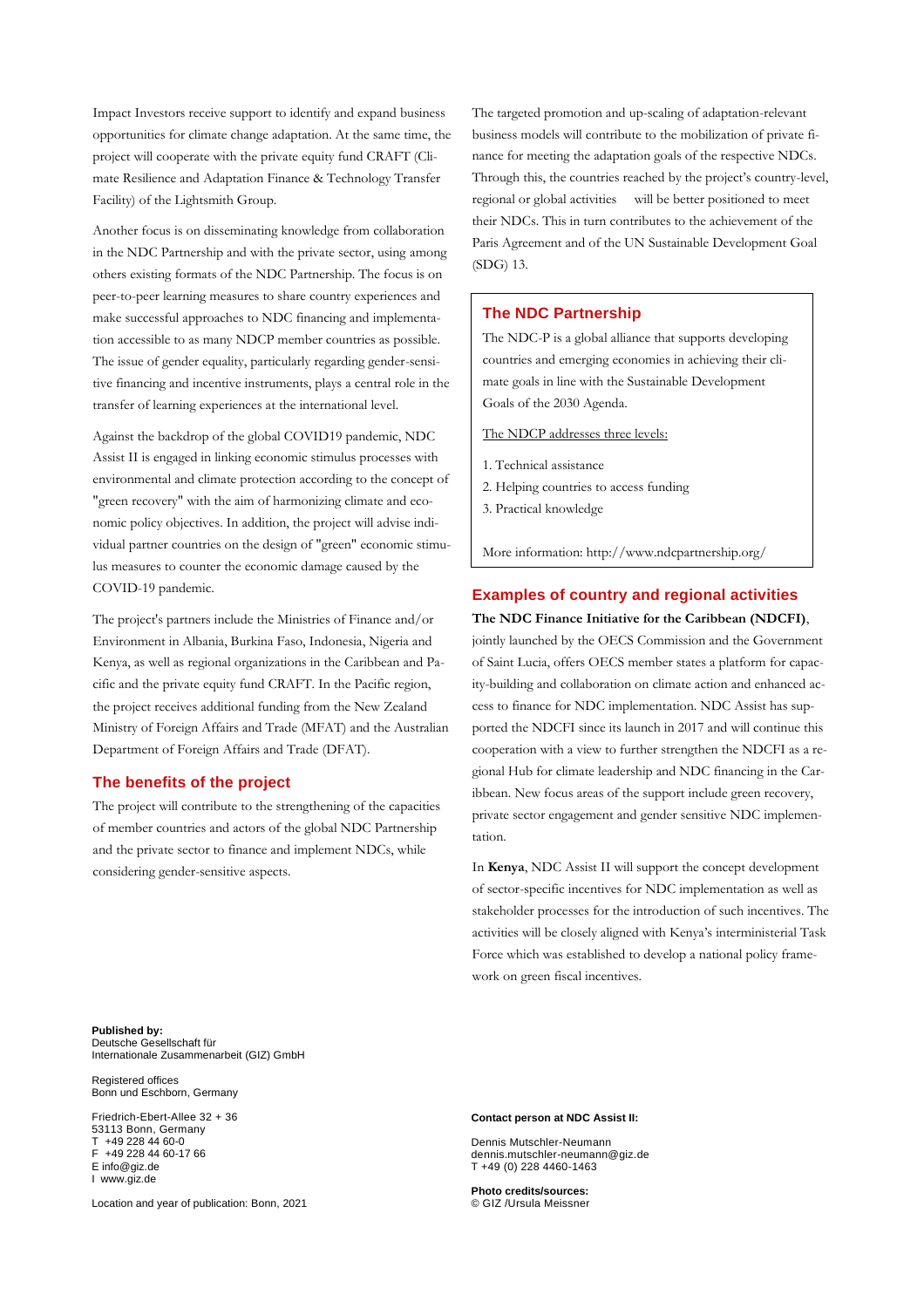Impact Investors receive support to identify and expand business opportunities for climate change adaptation. At the same time, the project will cooperate with the private equity fund CRAFT (Climate Resilience and Adaptation Finance & Technology Transfer Facility) of the Lightsmith Group.

Another focus is on disseminating knowledge from collaboration in the NDC Partnership and with the private sector, using among others existing formats of the NDC Partnership. The focus is on peer-to-peer learning measures to share country experiences and make successful approaches to NDC financing and implementation accessible to as many NDCP member countries as possible. The issue of gender equality, particularly regarding gender-sensitive financing and incentive instruments, plays a central role in the transfer of learning experiences at the international level.

Against the backdrop of the global COVID19 pandemic, NDC Assist II is engaged in linking economic stimulus processes with environmental and climate protection according to the concept of "green recovery" with the aim of harmonizing climate and economic policy objectives. In addition, the project will advise individual partner countries on the design of "green" economic stimulus measures to counter the economic damage caused by the COVID-19 pandemic.

The project's partners include the Ministries of Finance and/or Environment in Albania, Burkina Faso, Indonesia, Nigeria and Kenya, as well as regional organizations in the Caribbean and Pacific and the private equity fund CRAFT. In the Pacific region, the project receives additional funding from the New Zealand Ministry of Foreign Affairs and Trade (MFAT) and the Australian Department of Foreign Affairs and Trade (DFAT).

## The benefits of the project

The project will contribute to the strengthening of the capacities of member countries and actors of the global NDC Partnership and the private sector to finance and implement NDCs, while considering gender-sensitive aspects.

The targeted promotion and up-scaling of adaptation-relevant business models will contribute to the mobilization of private finance for meeting the adaptation goals of the respective NDCs. Through this, the countries reached by the project's country-level, regional or global activities will be better positioned to meet their NDCs. This in turn contributes to the achievement of the Paris Agreement and of the UN Sustainable Development Goal (SDG) 13.

### The NDC Partnership

The NDC-P is a global alliance that supports developing countries and emerging economies in achieving their climate goals in line with the Sustainable Development Goals of the 2030 Agenda.

The NDCP addresses three levels:

1. Technical assistance
2. Helping countries to access funding
3. Practical knowledge

More information: http://www.ndcpartnership.org/

## Examples of country and regional activities

**The NDC Finance Initiative for the Caribbean (NDCFI)**, jointly launched by the OECS Commission and the Government of Saint Lucia, offers OECS member states a platform for capacity-building and collaboration on climate action and enhanced access to finance for NDC implementation. NDC Assist has supported the NDCFI since its launch in 2017 and will continue this cooperation with a view to further strengthen the NDCFI as a regional Hub for climate leadership and NDC financing in the Caribbean. New focus areas of the support include green recovery, private sector engagement and gender sensitive NDC implementation.

In **Kenya**, NDC Assist II will support the concept development of sector-specific incentives for NDC implementation as well as stakeholder processes for the introduction of such incentives. The activities will be closely aligned with Kenya's interministerial Task Force which was established to develop a national policy framework on green fiscal incentives.

**Published by:**
Deutsche Gesellschaft für
Internationale Zusammenarbeit (GIZ) GmbH

Registered offices
Bonn und Eschborn, Germany

Friedrich-Ebert-Allee 32 + 36
53113 Bonn, Germany
T +49 228 44 60-0
F +49 228 44 60-17 66
E info@giz.de
I www.giz.de

Location and year of publication: Bonn, 2021

**Contact person at NDC Assist II:**

Dennis Mutschler-Neumann
dennis.mutschler-neumann@giz.de
T +49 (0) 228 4460-1463

**Photo credits/sources:**
© GIZ /Ursula Meissner